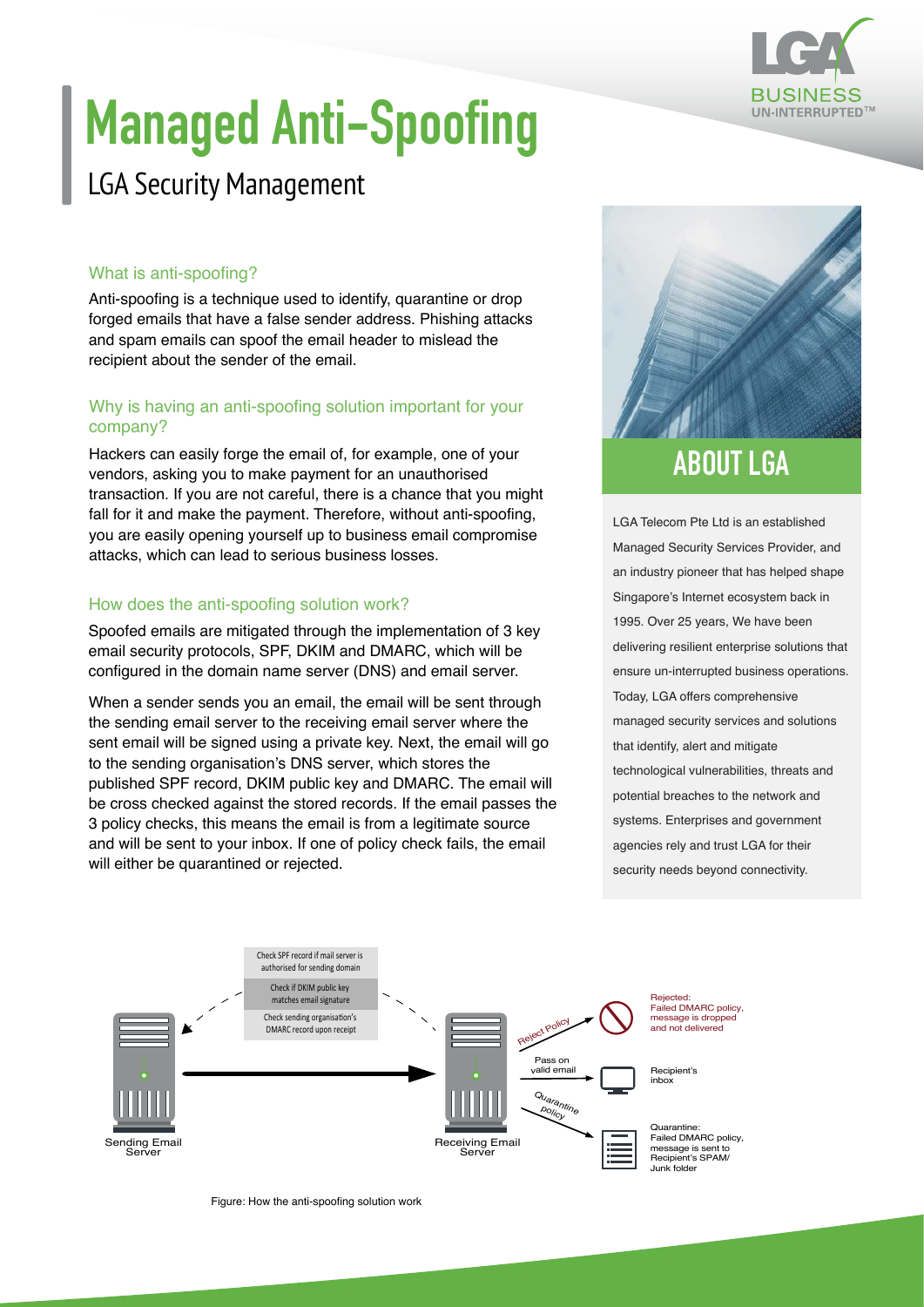# Managed Anti-Spoofing

## LGA Security Management

### What is anti-spoofing?

Anti-spoofing is a technique used to identify, quarantine or drop forged emails that have a false sender address. Phishing attacks and spam emails can spoof the email header to mislead the recipient about the sender of the email.

### Why is having an anti-spoofing solution important for your company?

Hackers can easily forge the email of, for example, one of your vendors, asking you to make payment for an unauthorised transaction. If you are not careful, there is a chance that you might fall for it and make the payment. Therefore, without anti-spoofing, you are easily opening yourself up to business email compromise attacks, which can lead to serious business losses.

### How does the anti-spoofing solution work?

Spoofed emails are mitigated through the implementation of 3 key email security protocols, SPF, DKIM and DMARC, which will be configured in the domain name server (DNS) and email server.

When a sender sends you an email, the email will be sent through the sending email server to the receiving email server where the sent email will be signed using a private key. Next, the email will go to the sending organisation's DNS server, which stores the published SPF record, DKIM public key and DMARC. The email will be cross checked against the stored records. If the email passes the 3 policy checks, this means the email is from a legitimate source and will be sent to your inbox. If one of policy check fails, the email will either be quarantined or rejected.

## ABOUT LGA

LGA Telecom Pte Ltd is an established Managed Security Services Provider, and an industry pioneer that has helped shape Singapore's Internet ecosystem back in 1995. Over 25 years, We have been delivering resilient enterprise solutions that ensure un-interrupted business operations. Today, LGA offers comprehensive managed security services and solutions that identify, alert and mitigate technological vulnerabilities, threats and potential breaches to the network and systems. Enterprises and government agencies rely and trust LGA for their security needs beyond connectivity.

Check SPF record if mail server is authorised for sending domain

Check if DKIM public key matches email signature

Check sending organisation's DMARC record upon receipt

Sending Email Server

Receiving Email Server

Reject Policy

Pass on valid email

Quarantine Policy

Rejected: Failed DMARC policy, message is dropped and not delivered

Recipient's inbox

Quarantine: Failed DMARC policy, message is sent to Recipient's SPAM/ Junk folder

Figure: How the anti-spoofing solution work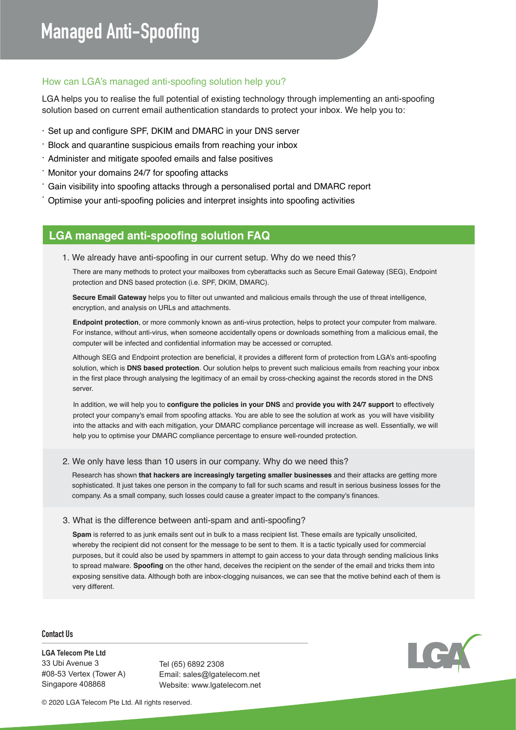# Managed Anti-Spoofing

## How can LGA's managed anti-spoofing solution help you?

LGA helps you to realise the full potential of existing technology through implementing an anti-spoofing solution based on current email authentication standards to protect your inbox. We help you to:

- Set up and configure SPF, DKIM and DMARC in your DNS server
- Block and quarantine suspicious emails from reaching your inbox
- Administer and mitigate spoofed emails and false positives
- Monitor your domains 24/7 for spoofing attacks
- Gain visibility into spoofing attacks through a personalised portal and DMARC report
- Optimise your anti-spoofing policies and interpret insights into spoofing activities

## LGA managed anti-spoofing solution FAQ

1. We already have anti-spoofing in our current setup. Why do we need this?

There are many methods to protect your mailboxes from cyberattacks such as Secure Email Gateway (SEG), Endpoint protection and DNS based protection (i.e. SPF, DKIM, DMARC).

**Secure Email Gateway** helps you to filter out unwanted and malicious emails through the use of threat intelligence, encryption, and analysis on URLs and attachments.

**Endpoint protection**, or more commonly known as anti-virus protection, helps to protect your computer from malware. For instance, without anti-virus, when someone accidentally opens or downloads something from a malicious email, the computer will be infected and confidential information may be accessed or corrupted.

Although SEG and Endpoint protection are beneficial, it provides a different form of protection from LGA's anti-spoofing solution, which is **DNS based protection**. Our solution helps to prevent such malicious emails from reaching your inbox in the first place through analysing the legitimacy of an email by cross-checking against the records stored in the DNS server.

In addition, we will help you to **configure the policies in your DNS** and **provide you with 24/7 support** to effectively protect your company's email from spoofing attacks. You are able to see the solution at work as you will have visibility into the attacks and with each mitigation, your DMARC compliance percentage will increase as well. Essentially, we will help you to optimise your DMARC compliance percentage to ensure well-rounded protection.

2. We only have less than 10 users in our company. Why do we need this?

Research has shown **that hackers are increasingly targeting smaller businesses** and their attacks are getting more sophisticated. It just takes one person in the company to fall for such scams and result in serious business losses for the company. As a small company, such losses could cause a greater impact to the company's finances.

3. What is the difference between anti-spam and anti-spoofing?

**Spam** is referred to as junk emails sent out in bulk to a mass recipient list. These emails are typically unsolicited, whereby the recipient did not consent for the message to be sent to them. It is a tactic typically used for commercial purposes, but it could also be used by spammers in attempt to gain access to your data through sending malicious links to spread malware. **Spoofing** on the other hand, deceives the recipient on the sender of the email and tricks them into exposing sensitive data. Although both are inbox-clogging nuisances, we can see that the motive behind each of them is very different.

### Contact Us

**LGA Telecom Pte Ltd**
33 Ubi Avenue 3
#08-53 Vertex (Tower A)
Singapore 408868

Tel (65) 6892 2308
Email: sales@lgatelecom.net
Website: www.lgatelecom.net

© 2020 LGA Telecom Pte Ltd. All rights reserved.